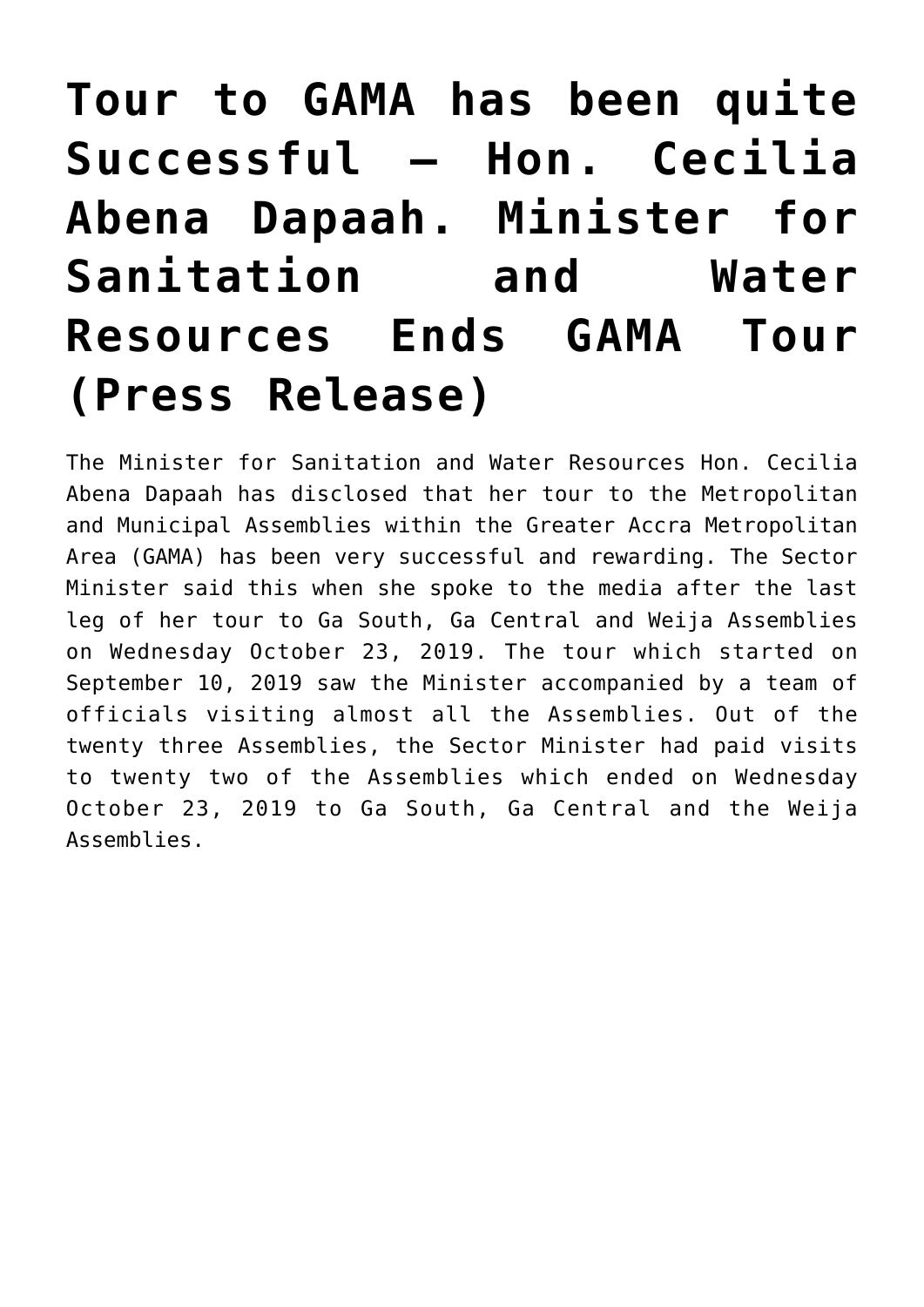# Tour to GAMA has been quite Successful – Hon. Cecilia Abena Dapaah. Minister for Sanitation and Water Resources Ends GAMA Tour (Press Release)

The Minister for Sanitation and Water Resources Hon. Cecilia Abena Dapaah has disclosed that her tour to the Metropolitan and Municipal Assemblies within the Greater Accra Metropolitan Area (GAMA) has been very successful and rewarding. The Sector Minister said this when she spoke to the media after the last leg of her tour to Ga South, Ga Central and Weija Assemblies on Wednesday October 23, 2019. The tour which started on September 10, 2019 saw the Minister accompanied by a team of officials visiting almost all the Assemblies. Out of the twenty three Assemblies, the Sector Minister had paid visits to twenty two of the Assemblies which ended on Wednesday October 23, 2019 to Ga South, Ga Central and the Weija Assemblies.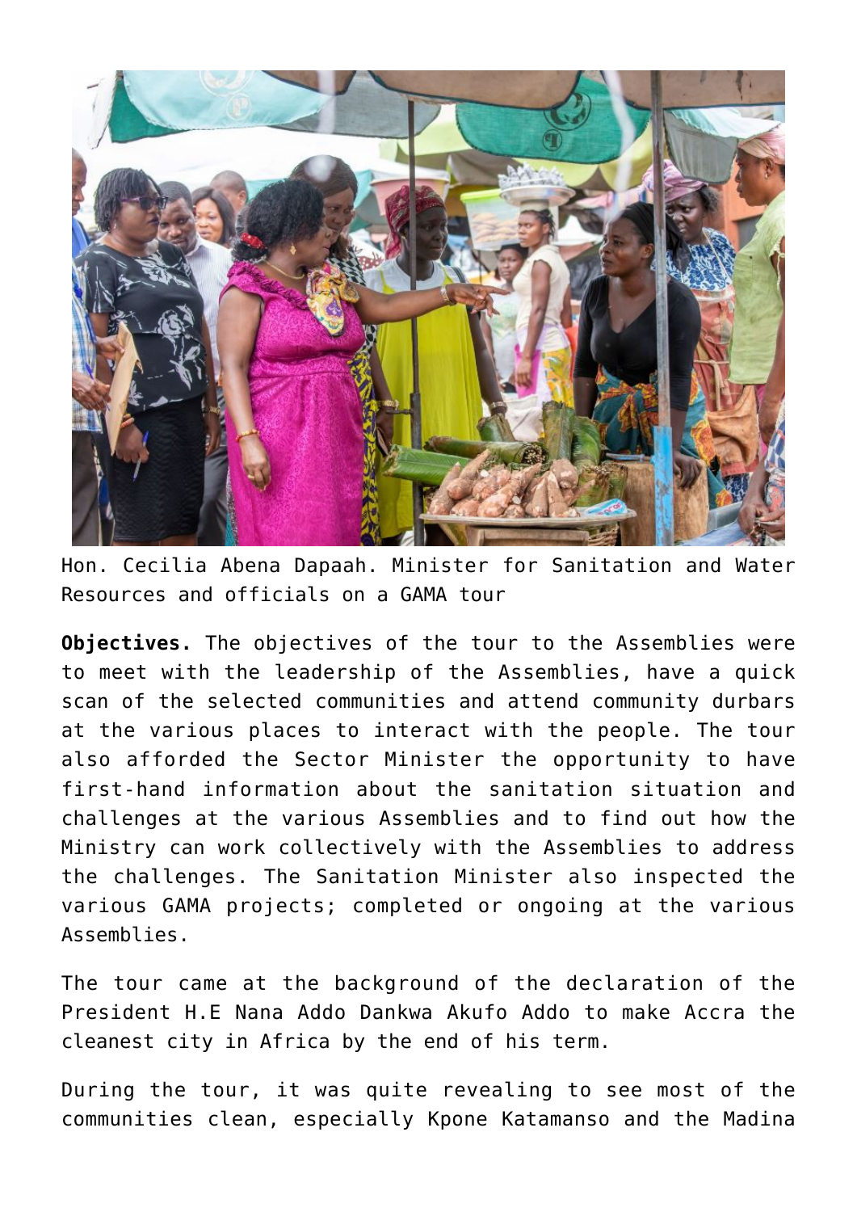Hon. Cecilia Abena Dapaah. Minister for Sanitation and Water Resources and officials on a GAMA tour

**Objectives.** The objectives of the tour to the Assemblies were to meet with the leadership of the Assemblies, have a quick scan of the selected communities and attend community durbars at the various places to interact with the people. The tour also afforded the Sector Minister the opportunity to have first-hand information about the sanitation situation and challenges at the various Assemblies and to find out how the Ministry can work collectively with the Assemblies to address the challenges. The Sanitation Minister also inspected the various GAMA projects; completed or ongoing at the various Assemblies.

The tour came at the background of the declaration of the President H.E Nana Addo Dankwa Akufo Addo to make Accra the cleanest city in Africa by the end of his term.

During the tour, it was quite revealing to see most of the communities clean, especially Kpone Katamanso and the Madina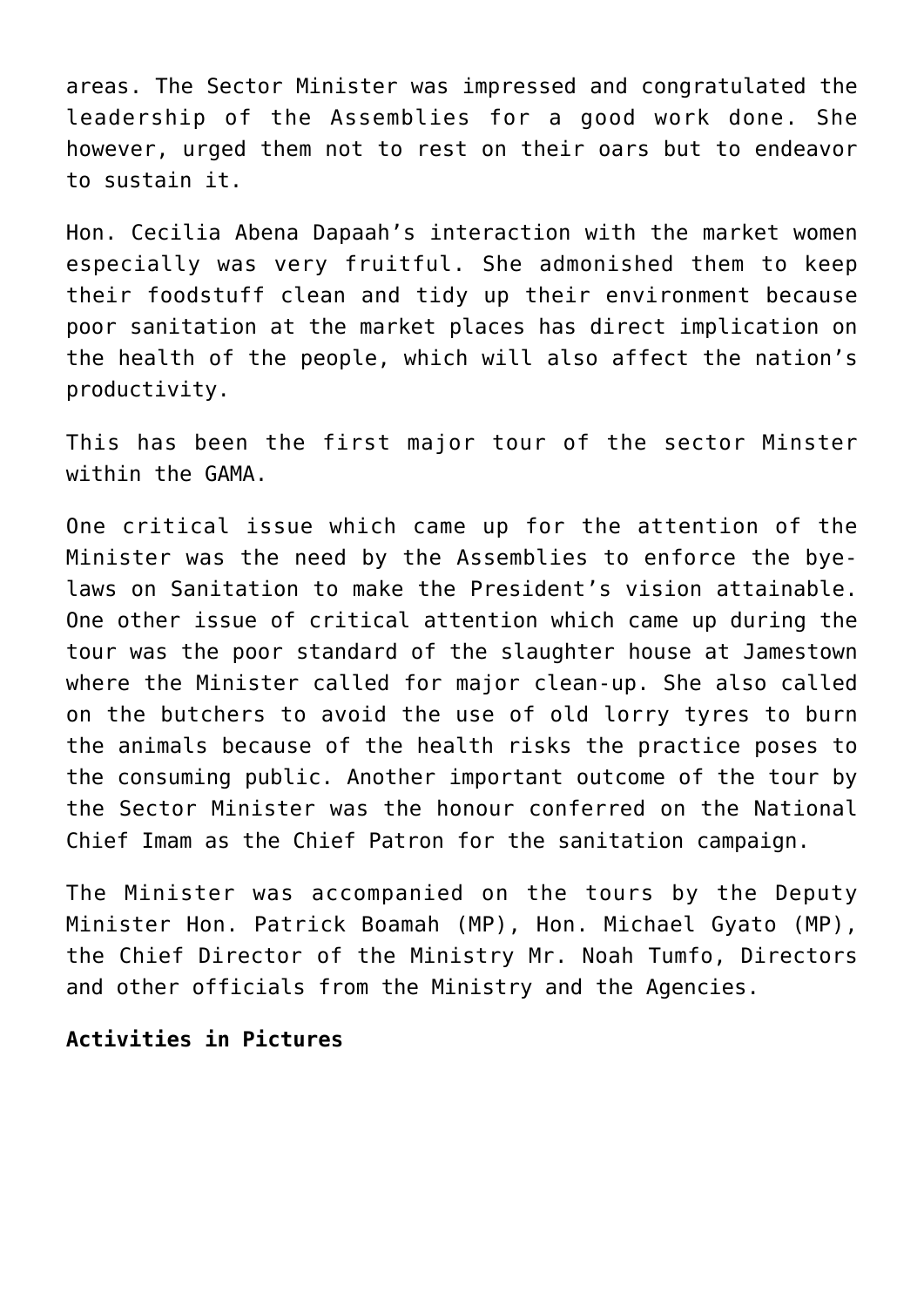areas. The Sector Minister was impressed and congratulated the leadership of the Assemblies for a good work done. She however, urged them not to rest on their oars but to endeavor to sustain it.

Hon. Cecilia Abena Dapaah's interaction with the market women especially was very fruitful. She admonished them to keep their foodstuff clean and tidy up their environment because poor sanitation at the market places has direct implication on the health of the people, which will also affect the nation's productivity.

This has been the first major tour of the sector Minster within the GAMA.

One critical issue which came up for the attention of the Minister was the need by the Assemblies to enforce the bye-laws on Sanitation to make the President's vision attainable. One other issue of critical attention which came up during the tour was the poor standard of the slaughter house at Jamestown where the Minister called for major clean-up. She also called on the butchers to avoid the use of old lorry tyres to burn the animals because of the health risks the practice poses to the consuming public. Another important outcome of the tour by the Sector Minister was the honour conferred on the National Chief Imam as the Chief Patron for the sanitation campaign.

The Minister was accompanied on the tours by the Deputy Minister Hon. Patrick Boamah (MP), Hon. Michael Gyato (MP), the Chief Director of the Ministry Mr. Noah Tumfo, Directors and other officials from the Ministry and the Agencies.

**Activities in Pictures**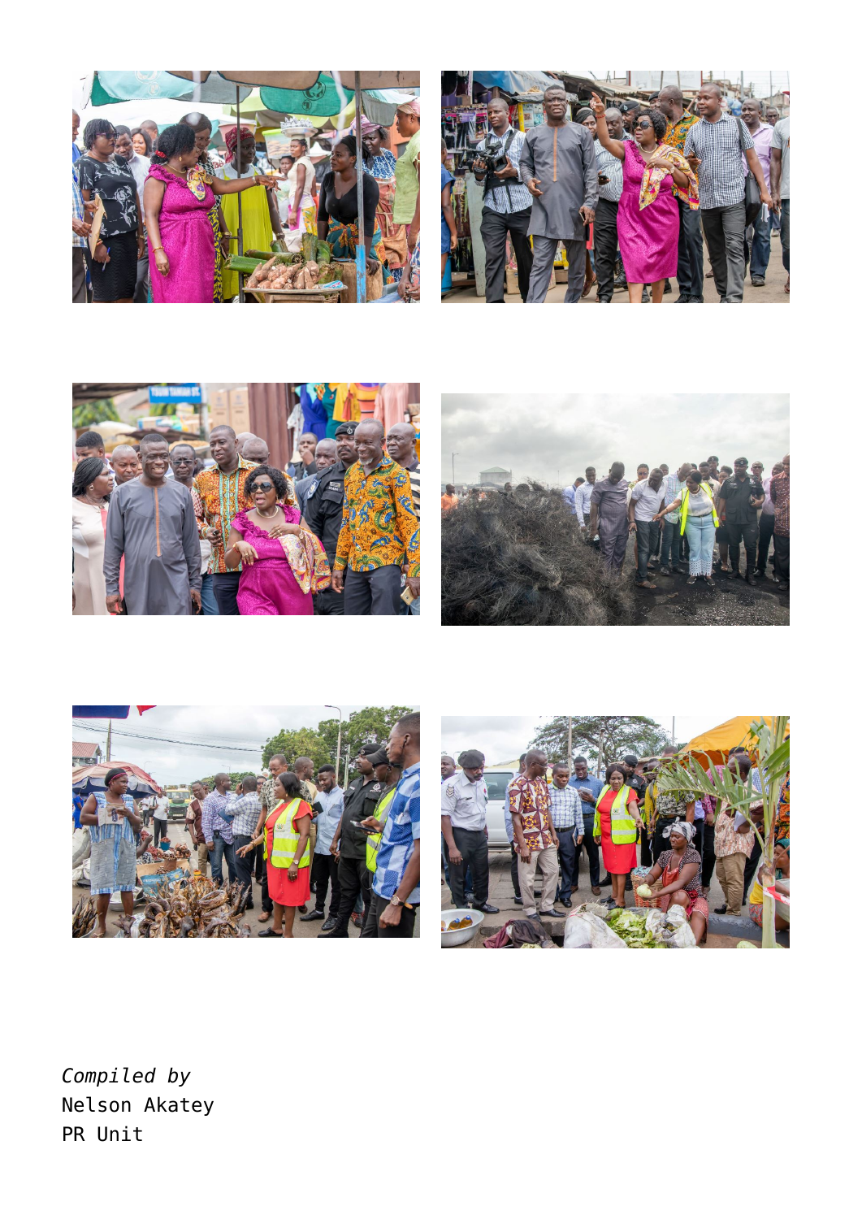*Compiled by*
Nelson Akatey
PR Unit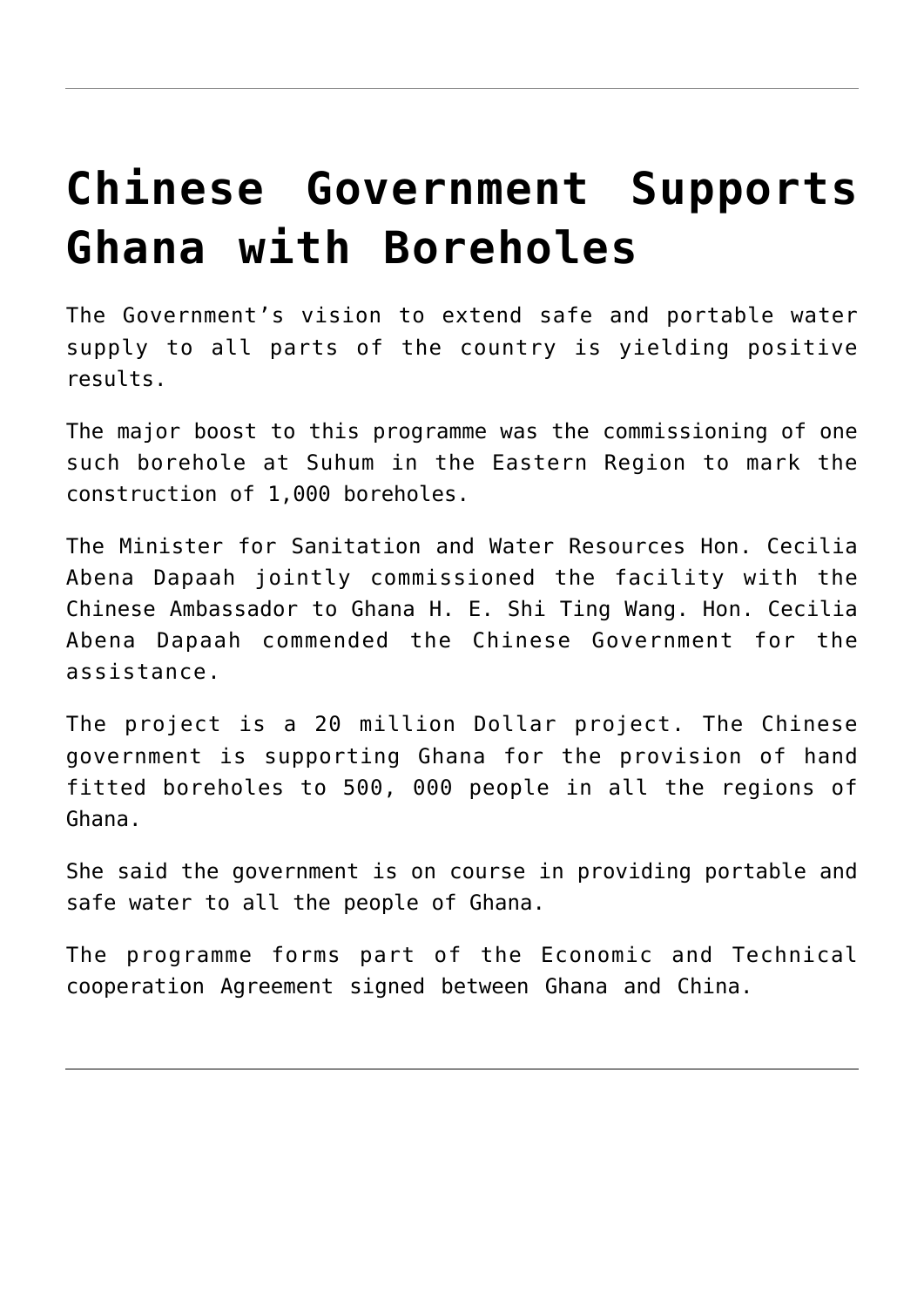# Chinese Government Supports Ghana with Boreholes

The Government's vision to extend safe and portable water supply to all parts of the country is yielding positive results.

The major boost to this programme was the commissioning of one such borehole at Suhum in the Eastern Region to mark the construction of 1,000 boreholes.

The Minister for Sanitation and Water Resources Hon. Cecilia Abena Dapaah jointly commissioned the facility with the Chinese Ambassador to Ghana H. E. Shi Ting Wang. Hon. Cecilia Abena Dapaah commended the Chinese Government for the assistance.

The project is a 20 million Dollar project. The Chinese government is supporting Ghana for the provision of hand fitted boreholes to 500, 000 people in all the regions of Ghana.

She said the government is on course in providing portable and safe water to all the people of Ghana.

The programme forms part of the Economic and Technical cooperation Agreement signed between Ghana and China.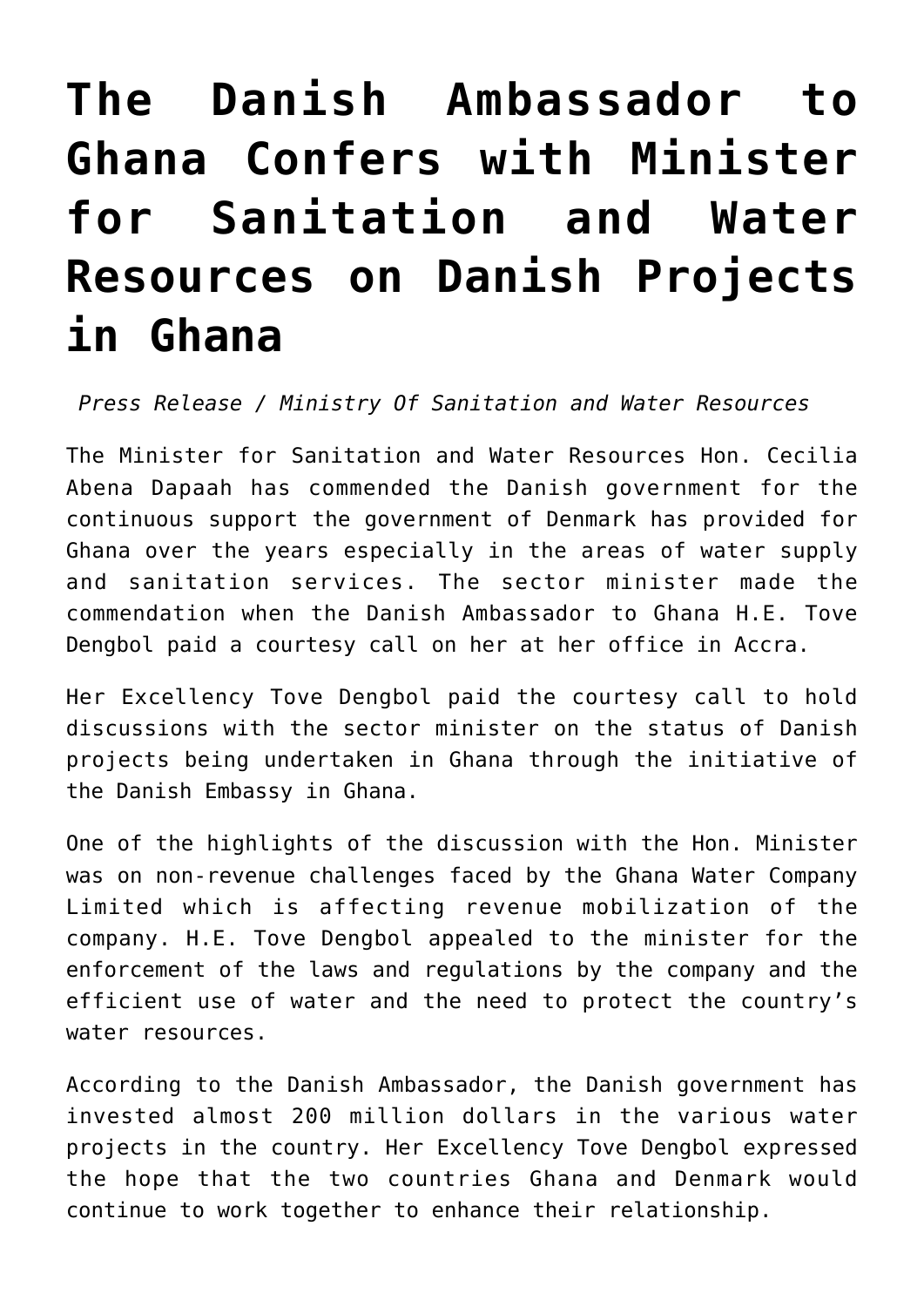# The Danish Ambassador to Ghana Confers with Minister for Sanitation and Water Resources on Danish Projects in Ghana

*Press Release / Ministry Of Sanitation and Water Resources*

The Minister for Sanitation and Water Resources Hon. Cecilia Abena Dapaah has commended the Danish government for the continuous support the government of Denmark has provided for Ghana over the years especially in the areas of water supply and sanitation services. The sector minister made the commendation when the Danish Ambassador to Ghana H.E. Tove Dengbol paid a courtesy call on her at her office in Accra.

Her Excellency Tove Dengbol paid the courtesy call to hold discussions with the sector minister on the status of Danish projects being undertaken in Ghana through the initiative of the Danish Embassy in Ghana.

One of the highlights of the discussion with the Hon. Minister was on non-revenue challenges faced by the Ghana Water Company Limited which is affecting revenue mobilization of the company. H.E. Tove Dengbol appealed to the minister for the enforcement of the laws and regulations by the company and the efficient use of water and the need to protect the country's water resources.

According to the Danish Ambassador, the Danish government has invested almost 200 million dollars in the various water projects in the country. Her Excellency Tove Dengbol expressed the hope that the two countries Ghana and Denmark would continue to work together to enhance their relationship.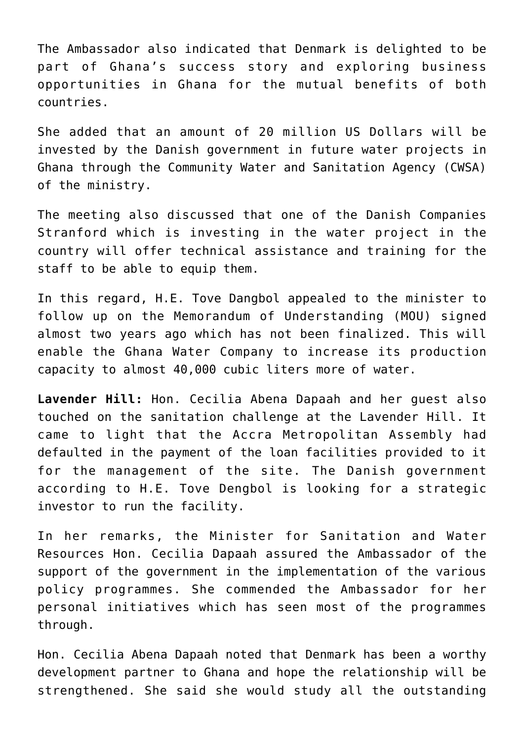The Ambassador also indicated that Denmark is delighted to be part of Ghana's success story and exploring business opportunities in Ghana for the mutual benefits of both countries.

She added that an amount of 20 million US Dollars will be invested by the Danish government in future water projects in Ghana through the Community Water and Sanitation Agency (CWSA) of the ministry.

The meeting also discussed that one of the Danish Companies Stranford which is investing in the water project in the country will offer technical assistance and training for the staff to be able to equip them.

In this regard, H.E. Tove Dangbol appealed to the minister to follow up on the Memorandum of Understanding (MOU) signed almost two years ago which has not been finalized. This will enable the Ghana Water Company to increase its production capacity to almost 40,000 cubic liters more of water.

**Lavender Hill:** Hon. Cecilia Abena Dapaah and her guest also touched on the sanitation challenge at the Lavender Hill. It came to light that the Accra Metropolitan Assembly had defaulted in the payment of the loan facilities provided to it for the management of the site. The Danish government according to H.E. Tove Dengbol is looking for a strategic investor to run the facility.

In her remarks, the Minister for Sanitation and Water Resources Hon. Cecilia Dapaah assured the Ambassador of the support of the government in the implementation of the various policy programmes. She commended the Ambassador for her personal initiatives which has seen most of the programmes through.

Hon. Cecilia Abena Dapaah noted that Denmark has been a worthy development partner to Ghana and hope the relationship will be strengthened. She said she would study all the outstanding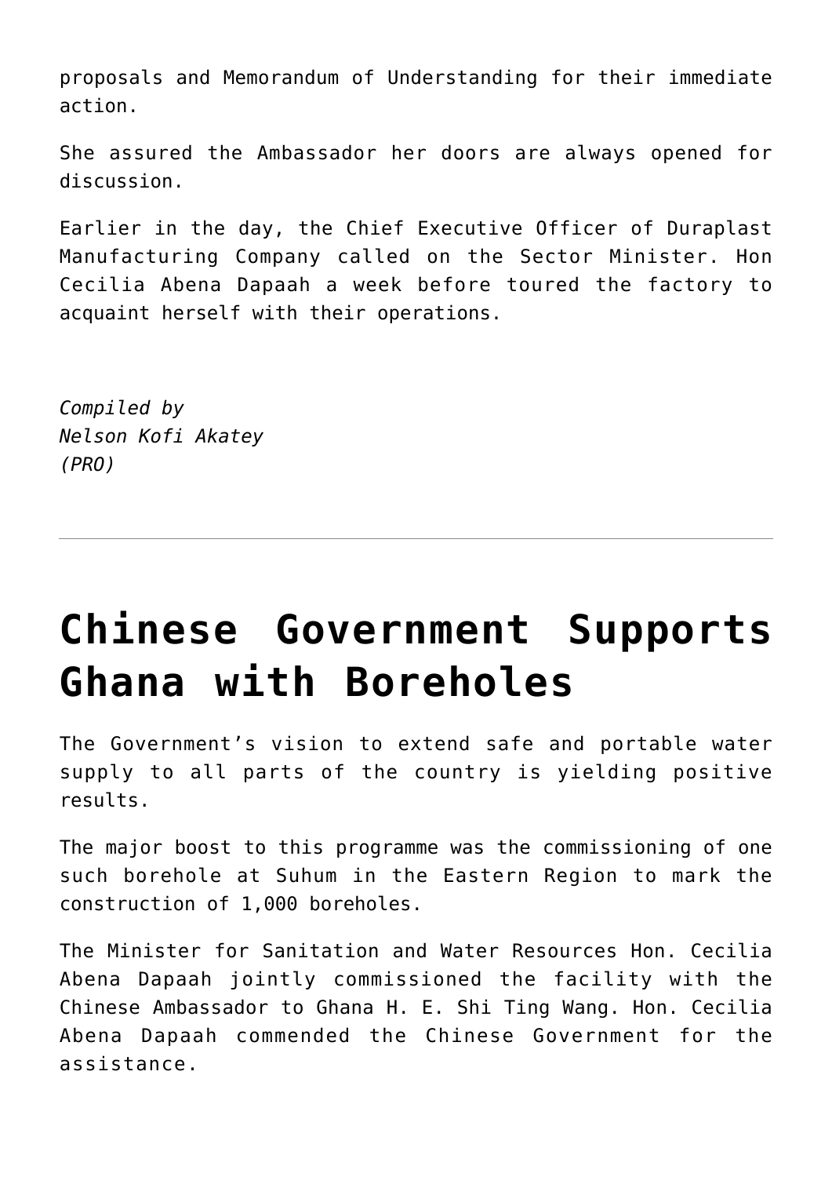proposals and Memorandum of Understanding for their immediate action.

She assured the Ambassador her doors are always opened for discussion.

Earlier in the day, the Chief Executive Officer of Duraplast Manufacturing Company called on the Sector Minister. Hon Cecilia Abena Dapaah a week before toured the factory to acquaint herself with their operations.

*Compiled by*
*Nelson Kofi Akatey*
*(PRO)*

---

# Chinese Government Supports Ghana with Boreholes

The Government's vision to extend safe and portable water supply to all parts of the country is yielding positive results.

The major boost to this programme was the commissioning of one such borehole at Suhum in the Eastern Region to mark the construction of 1,000 boreholes.

The Minister for Sanitation and Water Resources Hon. Cecilia Abena Dapaah jointly commissioned the facility with the Chinese Ambassador to Ghana H. E. Shi Ting Wang. Hon. Cecilia Abena Dapaah commended the Chinese Government for the assistance.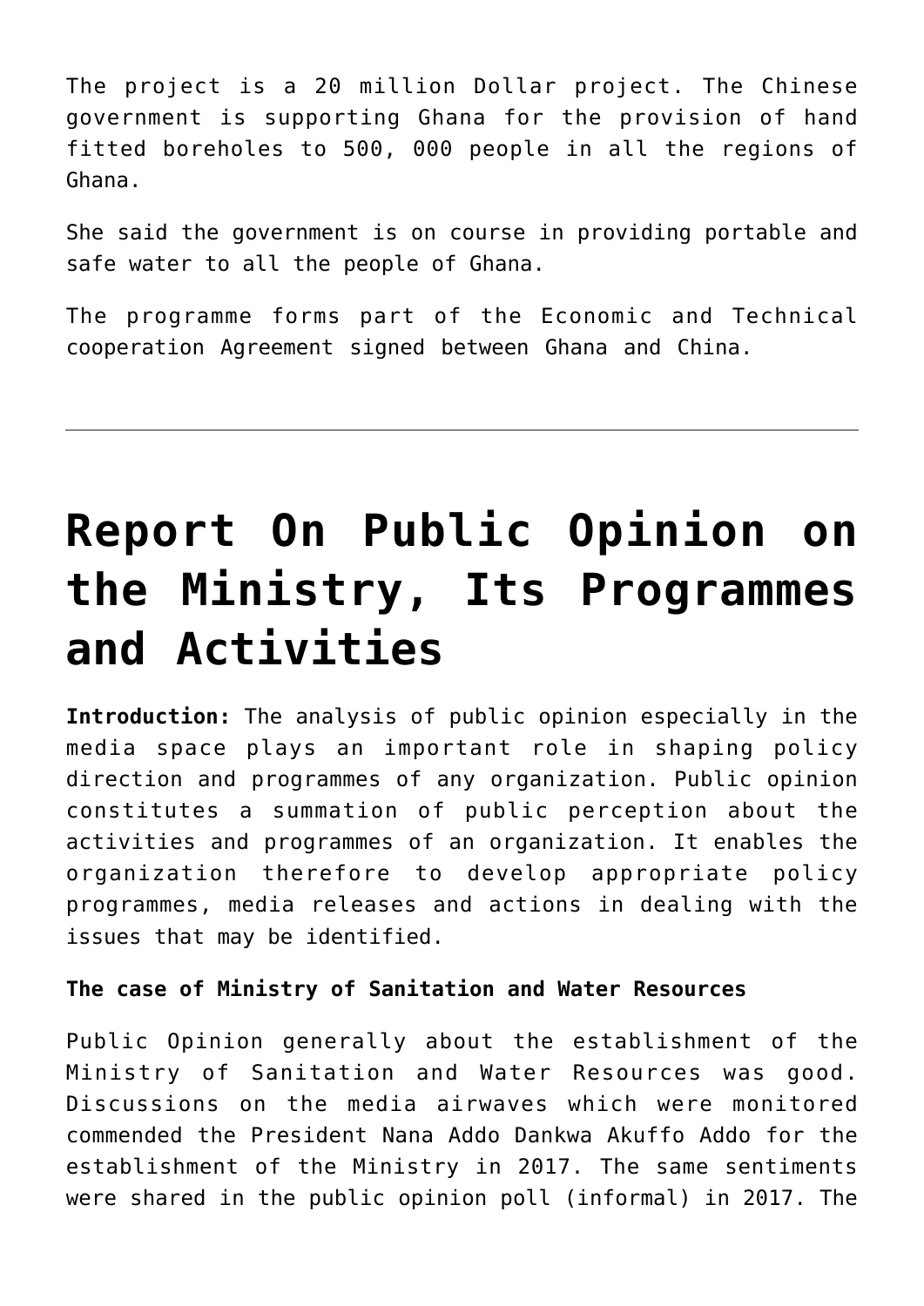The project is a 20 million Dollar project. The Chinese government is supporting Ghana for the provision of hand fitted boreholes to 500, 000 people in all the regions of Ghana.

She said the government is on course in providing portable and safe water to all the people of Ghana.

The programme forms part of the Economic and Technical cooperation Agreement signed between Ghana and China.

---

# Report On Public Opinion on the Ministry, Its Programmes and Activities

**Introduction:** The analysis of public opinion especially in the media space plays an important role in shaping policy direction and programmes of any organization. Public opinion constitutes a summation of public perception about the activities and programmes of an organization. It enables the organization therefore to develop appropriate policy programmes, media releases and actions in dealing with the issues that may be identified.

**The case of Ministry of Sanitation and Water Resources**

Public Opinion generally about the establishment of the Ministry of Sanitation and Water Resources was good. Discussions on the media airwaves which were monitored commended the President Nana Addo Dankwa Akuffo Addo for the establishment of the Ministry in 2017. The same sentiments were shared in the public opinion poll (informal) in 2017. The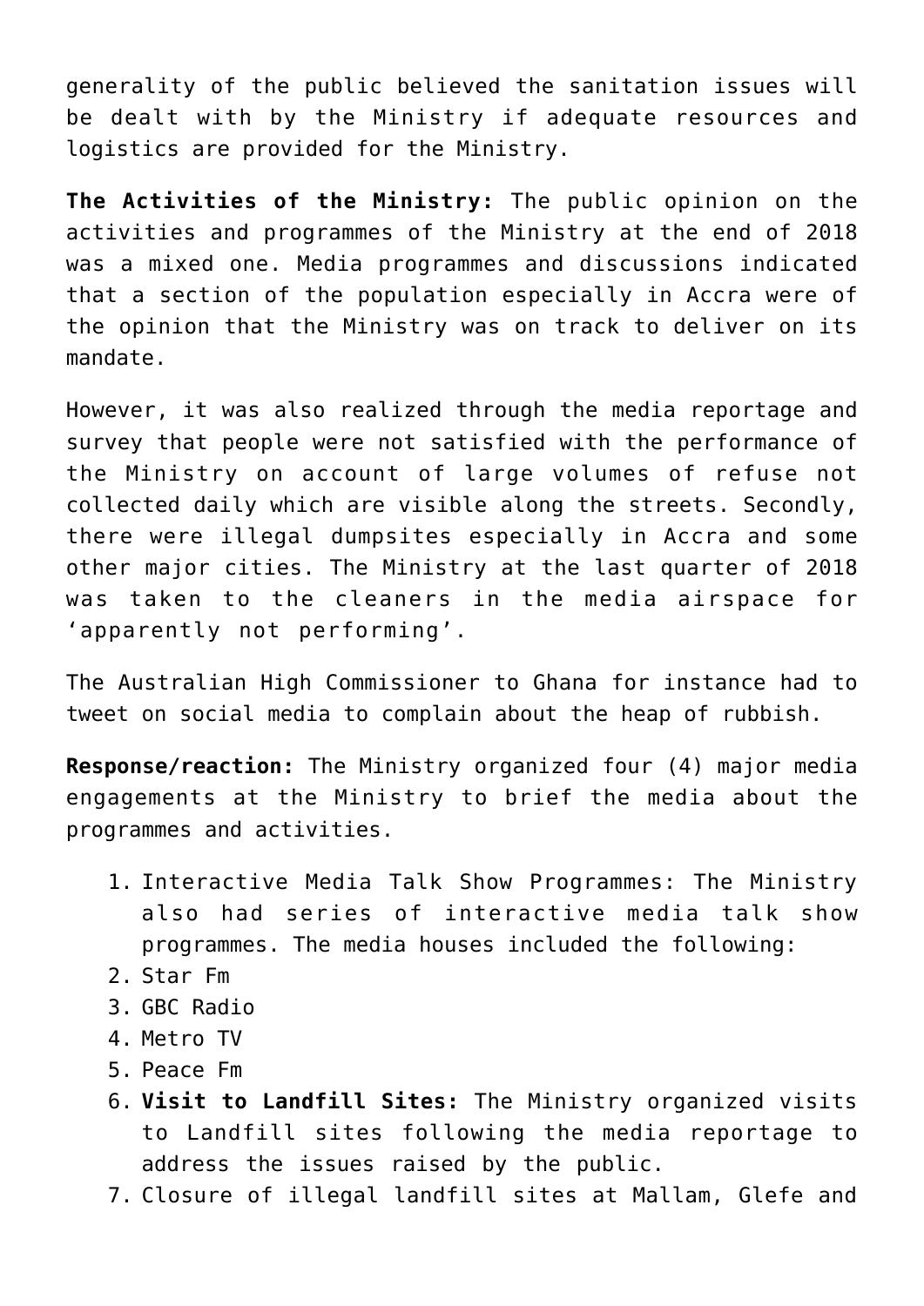generality of the public believed the sanitation issues will be dealt with by the Ministry if adequate resources and logistics are provided for the Ministry.

**The Activities of the Ministry:** The public opinion on the activities and programmes of the Ministry at the end of 2018 was a mixed one. Media programmes and discussions indicated that a section of the population especially in Accra were of the opinion that the Ministry was on track to deliver on its mandate.

However, it was also realized through the media reportage and survey that people were not satisfied with the performance of the Ministry on account of large volumes of refuse not collected daily which are visible along the streets. Secondly, there were illegal dumpsites especially in Accra and some other major cities. The Ministry at the last quarter of 2018 was taken to the cleaners in the media airspace for 'apparently not performing'.

The Australian High Commissioner to Ghana for instance had to tweet on social media to complain about the heap of rubbish.

**Response/reaction:** The Ministry organized four (4) major media engagements at the Ministry to brief the media about the programmes and activities.

1. Interactive Media Talk Show Programmes: The Ministry also had series of interactive media talk show programmes. The media houses included the following:
2. Star Fm
3. GBC Radio
4. Metro TV
5. Peace Fm
6. **Visit to Landfill Sites:** The Ministry organized visits to Landfill sites following the media reportage to address the issues raised by the public.
7. Closure of illegal landfill sites at Mallam, Glefe and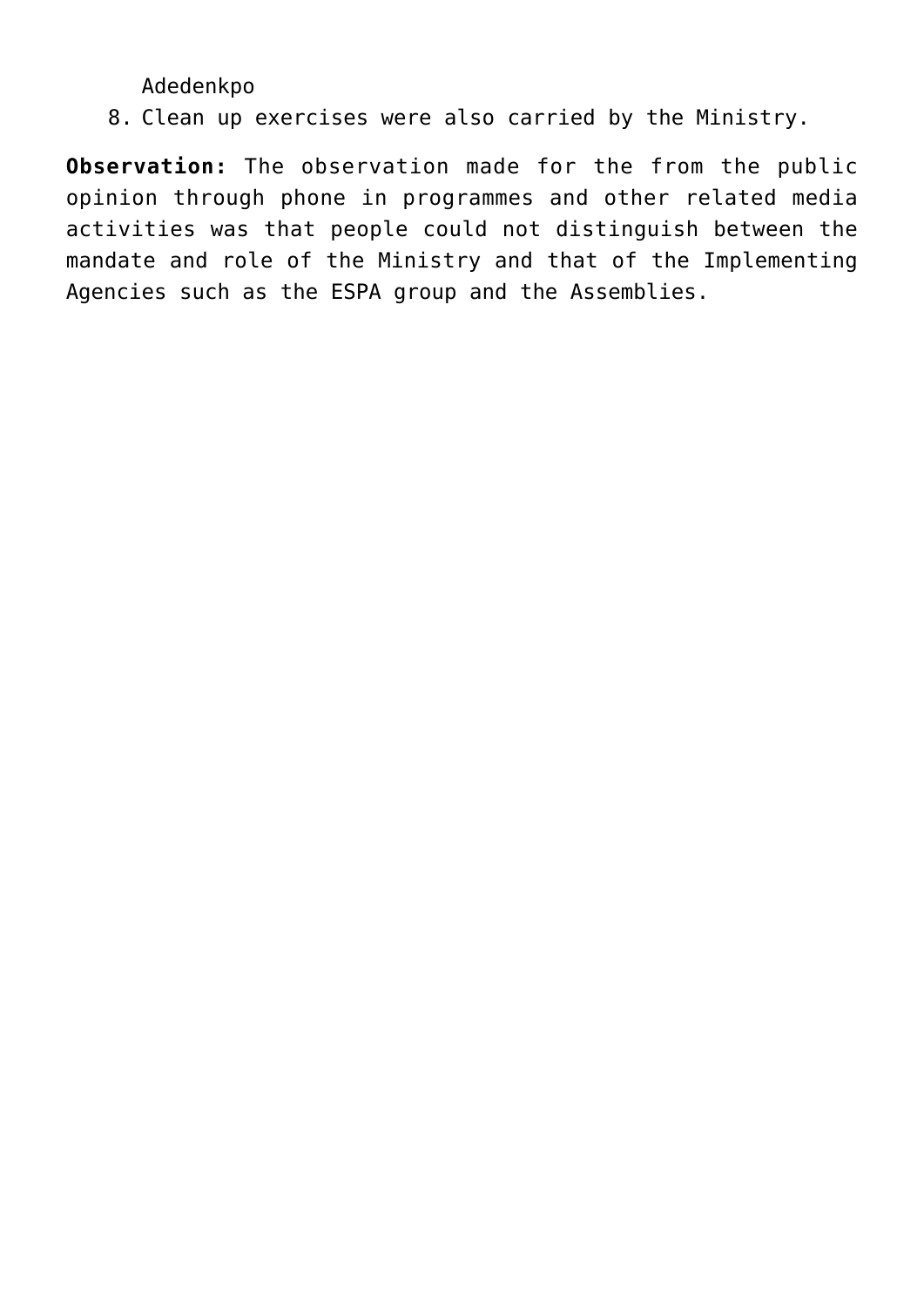Adedenkpo

8. Clean up exercises were also carried by the Ministry.

**Observation:** The observation made for the from the public opinion through phone in programmes and other related media activities was that people could not distinguish between the mandate and role of the Ministry and that of the Implementing Agencies such as the ESPA group and the Assemblies.